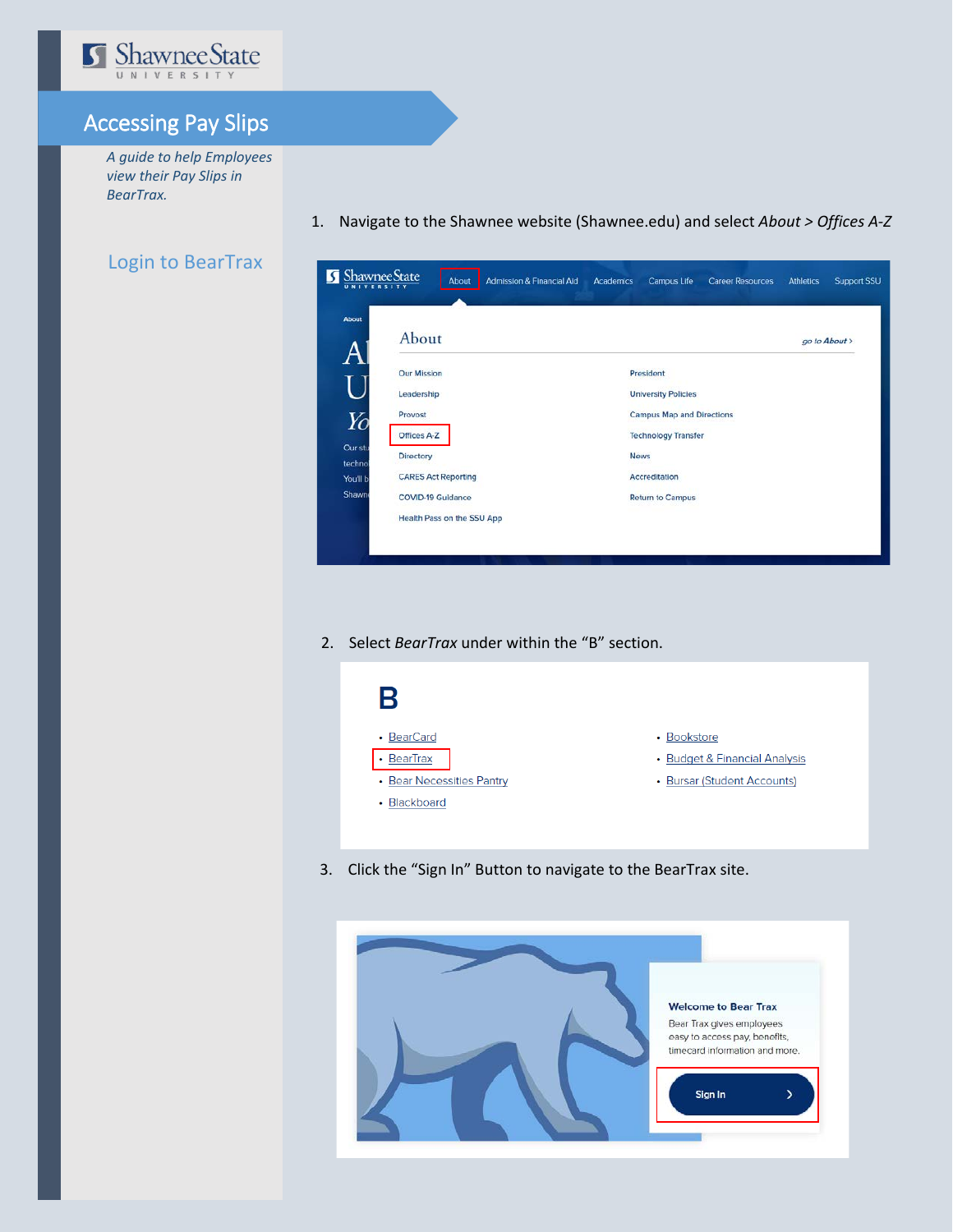Shawnee State University

# Accessing Pay Slips

*A guide to help Employees view their Pay Slips in BearTrax.*

## Login to BearTrax

1. Navigate to the Shawnee website (Shawnee.edu) and select *About > Offices A-Z*

2. Select *BearTrax* under within the "B" section.

3. Click the "Sign In" Button to navigate to the BearTrax site.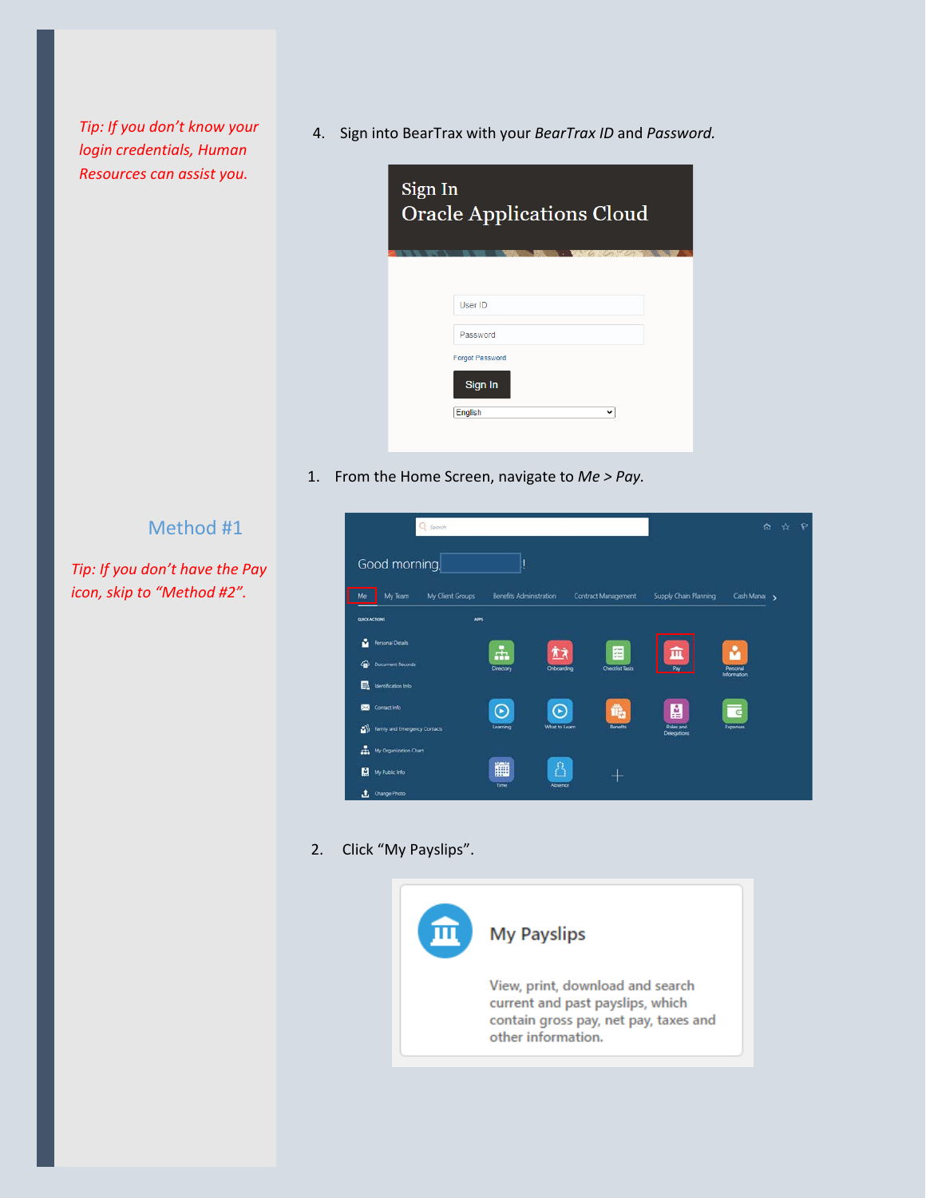*Tip: If you don't know your login credentials, Human Resources can assist you.*

4. Sign into BearTrax with your *BearTrax ID* and *Password.*

## Method #1

*Tip: If you don't have the Pay icon, skip to "Method #2".*

1. From the Home Screen, navigate to *Me* > *Pay*.

2. Click "My Payslips".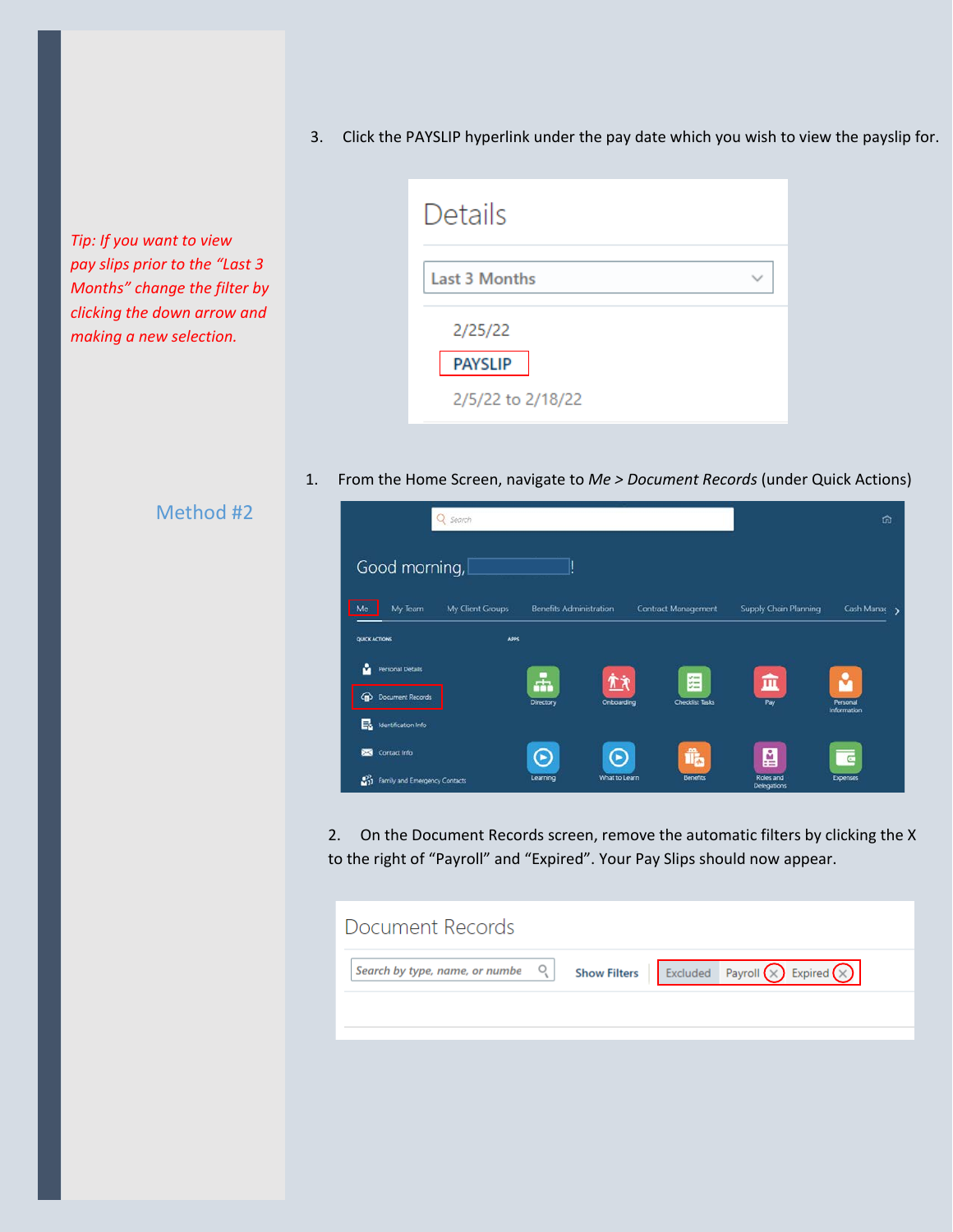3. Click the PAYSLIP hyperlink under the pay date which you wish to view the payslip for.

*Tip: If you want to view pay slips prior to the "Last 3 Months" change the filter by clicking the down arrow and making a new selection.*

## Method #2

1. From the Home Screen, navigate to *Me > Document Records* (under Quick Actions)

2. On the Document Records screen, remove the automatic filters by clicking the X to the right of "Payroll" and "Expired". Your Pay Slips should now appear.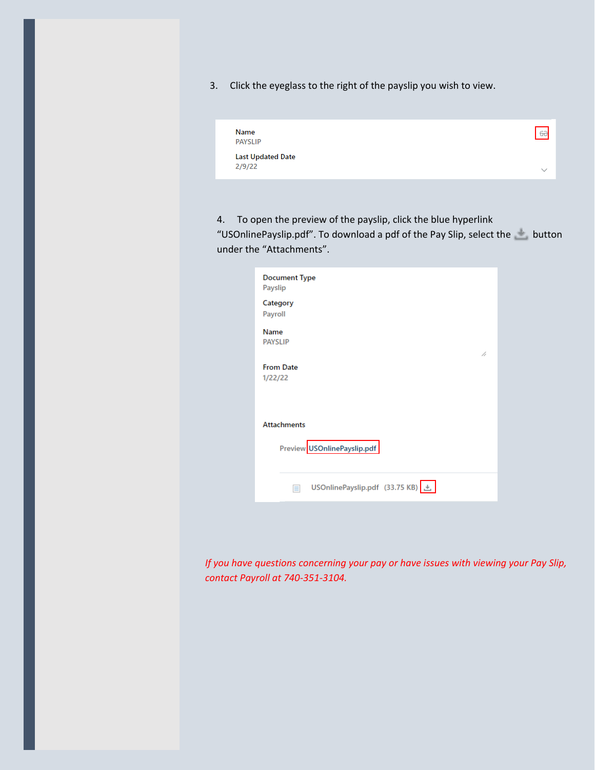3. Click the eyeglass to the right of the payslip you wish to view.

Name
PAYSLIP
Last Updated Date
2/9/22

4. To open the preview of the payslip, click the blue hyperlink "USOnlinePayslip.pdf". To download a pdf of the Pay Slip, select the button under the "Attachments".

Document Type
Payslip
Category
Payroll
Name
PAYSLIP
From Date
1/22/22

Attachments

Preview USOnlinePayslip.pdf

USOnlinePayslip.pdf (33.75 KB)

*If you have questions concerning your pay or have issues with viewing your Pay Slip, contact Payroll at 740-351-3104.*